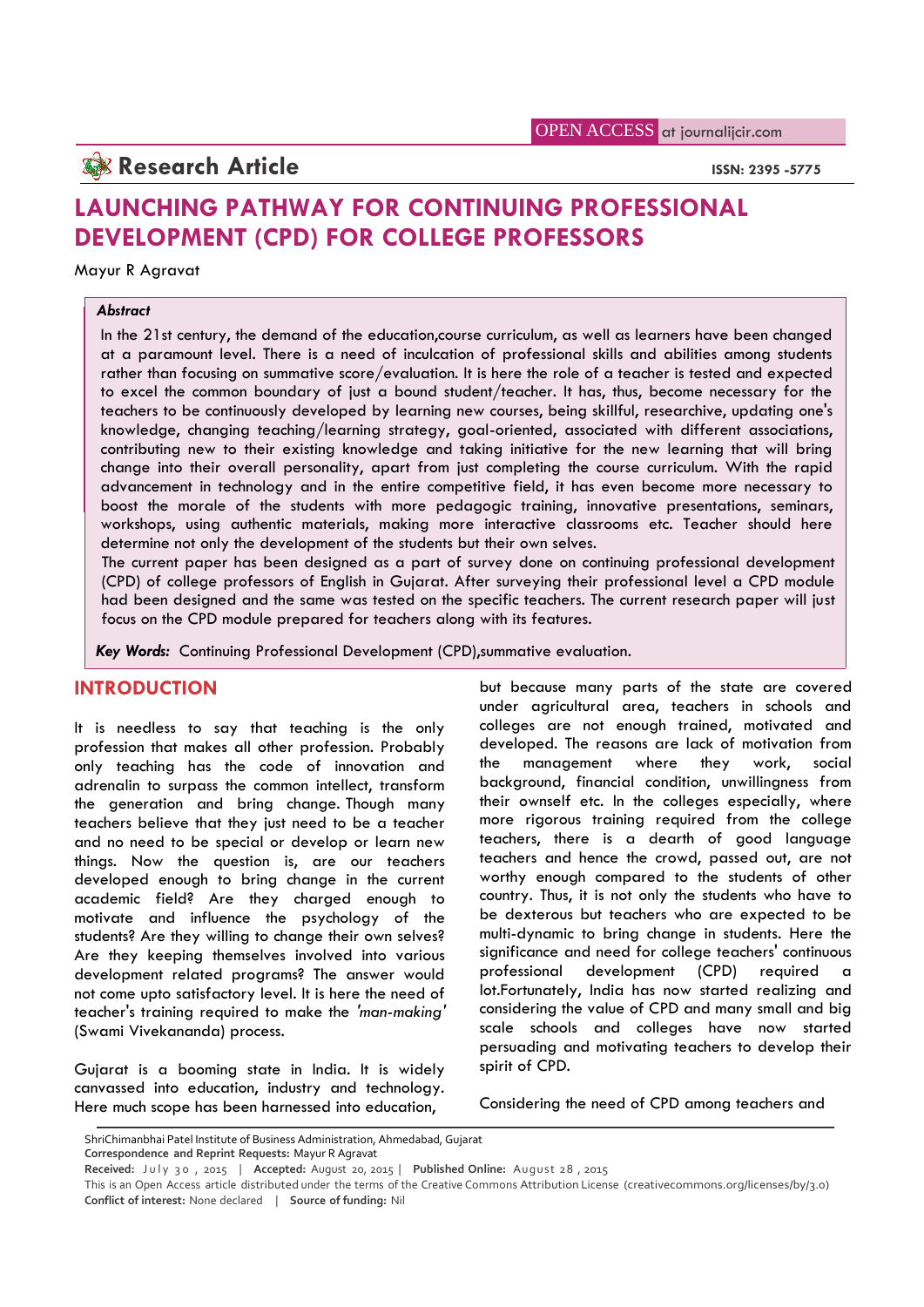OPEN ACCESS at journalijcir.com

**Research Article**

ISSN: 2395 -5775

# LAUNCHING PATHWAY FOR CONTINUING PROFESSIONAL DEVELOPMENT (CPD) FOR COLLEGE PROFESSORS

Mayur R Agravat

***Abstract***

In the 21st century, the demand of the education,course curriculum, as well as learners have been changed at a paramount level. There is a need of inculcation of professional skills and abilities among students rather than focusing on summative score/evaluation. It is here the role of a teacher is tested and expected to excel the common boundary of just a bound student/teacher. It has, thus, become necessary for the teachers to be continuously developed by learning new courses, being skillful, researchive, updating one's knowledge, changing teaching/learning strategy, goal-oriented, associated with different associations, contributing new to their existing knowledge and taking initiative for the new learning that will bring change into their overall personality, apart from just completing the course curriculum. With the rapid advancement in technology and in the entire competitive field, it has even become more necessary to boost the morale of the students with more pedagogic training, innovative presentations, seminars, workshops, using authentic materials, making more interactive classrooms etc. Teacher should here determine not only the development of the students but their own selves.

The current paper has been designed as a part of survey done on continuing professional development (CPD) of college professors of English in Gujarat. After surveying their professional level a CPD module had been designed and the same was tested on the specific teachers. The current research paper will just focus on the CPD module prepared for teachers along with its features.

***Key Words:*** Continuing Professional Development (CPD),summative evaluation.

## INTRODUCTION

It is needless to say that teaching is the only profession that makes all other profession. Probably only teaching has the code of innovation and adrenalin to surpass the common intellect, transform the generation and bring change. Though many teachers believe that they just need to be a teacher and no need to be special or develop or learn new things. Now the question is, are our teachers developed enough to bring change in the current academic field? Are they charged enough to motivate and influence the psychology of the students? Are they willing to change their own selves? Are they keeping themselves involved into various development related programs? The answer would not come upto satisfactory level. It is here the need of teacher's training required to make the *'man-making'* (Swami Vivekananda) process.

Gujarat is a booming state in India. It is widely canvassed into education, industry and technology. Here much scope has been harnessed into education, but because many parts of the state are covered under agricultural area, teachers in schools and colleges are not enough trained, motivated and developed. The reasons are lack of motivation from the management where they work, social background, financial condition, unwillingness from their ownself etc. In the colleges especially, where more rigorous training required from the college teachers, there is a dearth of good language teachers and hence the crowd, passed out, are not worthy enough compared to the students of other country. Thus, it is not only the students who have to be dexterous but teachers who are expected to be multi-dynamic to bring change in students. Here the significance and need for college teachers' continuous professional development (CPD) required a lot.Fortunately, India has now started realizing and considering the value of CPD and many small and big scale schools and colleges have now started persuading and motivating teachers to develop their spirit of CPD.

Considering the need of CPD among teachers and

---

ShriChimanbhai Patel Institute of Business Administration, Ahmedabad, Gujarat
**Correspondence and Reprint Requests:** Mayur R Agravat
**Received:** July 30, 2015 | **Accepted:** August 20, 2015 | **Published Online:** August 28, 2015
This is an Open Access article distributed under the terms of the Creative Commons Attribution License (creativecommons.org/licenses/by/3.0)
**Conflict of interest:** None declared | **Source of funding:** Nil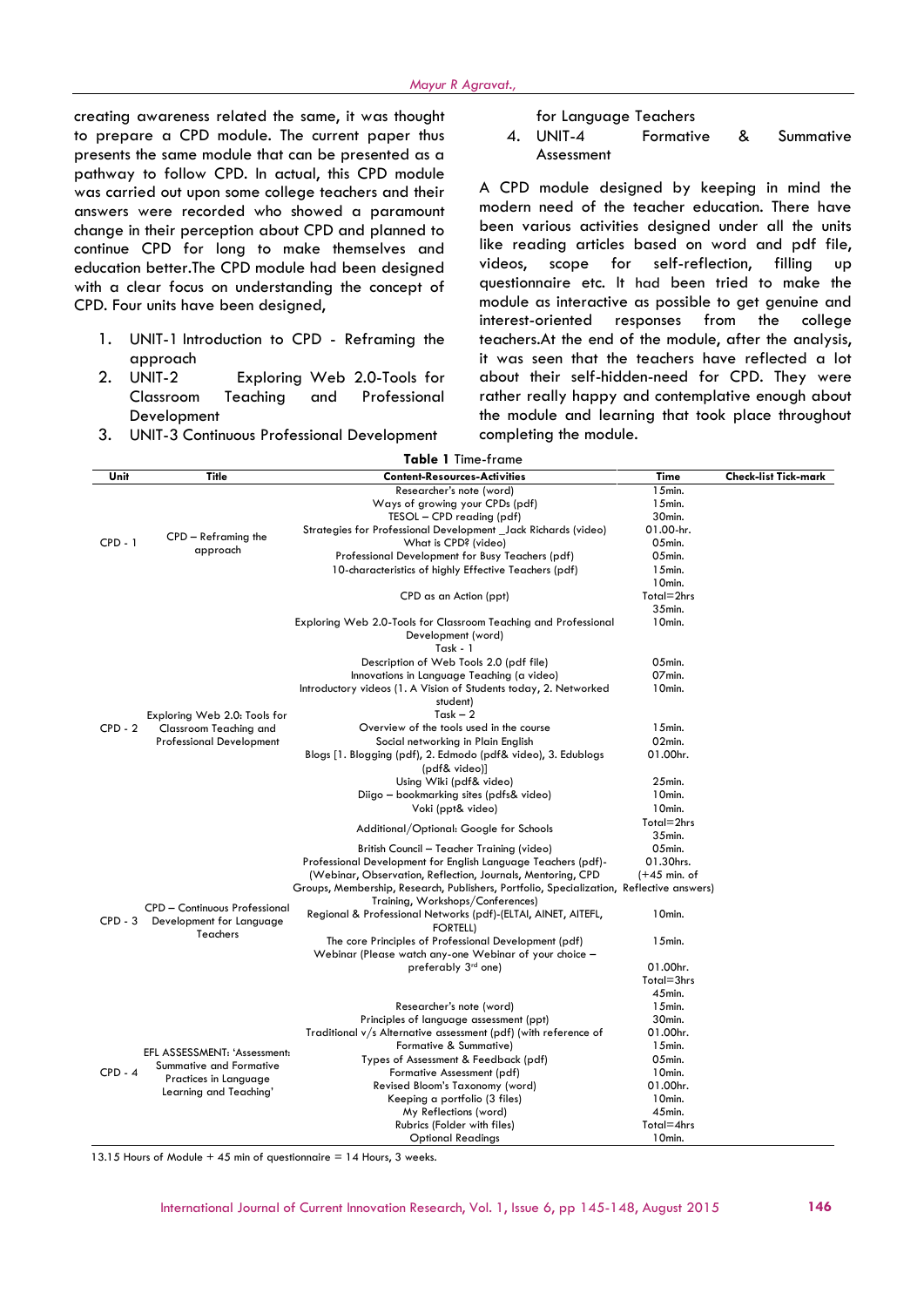creating awareness related the same, it was thought to prepare a CPD module. The current paper thus presents the same module that can be presented as a pathway to follow CPD. In actual, this CPD module was carried out upon some college teachers and their answers were recorded who showed a paramount change in their perception about CPD and planned to continue CPD for long to make themselves and education better.The CPD module had been designed with a clear focus on understanding the concept of CPD. Four units have been designed,

1. UNIT-1 Introduction to CPD - Reframing the approach
2. UNIT-2 Exploring Web 2.0-Tools for Classroom Teaching and Professional Development
3. UNIT-3 Continuous Professional Development for Language Teachers
4. UNIT-4 Formative & Summative Assessment

A CPD module designed by keeping in mind the modern need of the teacher education. There have been various activities designed under all the units like reading articles based on word and pdf file, videos, scope for self-reflection, filling up questionnaire etc. It had been tried to make the module as interactive as possible to get genuine and interest-oriented responses from the college teachers.At the end of the module, after the analysis, it was seen that the teachers have reflected a lot about their self-hidden-need for CPD. They were rather really happy and contemplative enough about the module and learning that took place throughout completing the module.

**Table 1** Time-frame

| Unit | Title | Content-Resources-Activities | Time | Check-list Tick-mark |
|---|---|---|---|---|
| CPD - 1 | CPD – Reframing the approach | Researcher's note (word) | 15min. | |
| | | Ways of growing your CPDs (pdf) | 15min. | |
| | | TESOL – CPD reading (pdf) | 30min. | |
| | | Strategies for Professional Development _Jack Richards (video) | 01.00-hr. | |
| | | What is CPD? (video) | 05min. | |
| | | Professional Development for Busy Teachers (pdf) | 05min. | |
| | | 10-characteristics of highly Effective Teachers (pdf) | 15min. | |
| | | CPD as an Action (ppt) | 10min. Total=2hrs 35min. | |
| CPD - 2 | Exploring Web 2.0: Tools for Classroom Teaching and Professional Development | Exploring Web 2.0-Tools for Classroom Teaching and Professional Development (word) | 10min. | |
| | | Task - 1 | | |
| | | Description of Web Tools 2.0 (pdf file) | 05min. | |
| | | Innovations in Language Teaching (a video) | 07min. | |
| | | Introductory videos (1. A Vision of Students today, 2. Networked student) | 10min. | |
| | | Task – 2 | | |
| | | Overview of the tools used in the course | 15min. | |
| | | Social networking in Plain English | 02min. | |
| | | Blogs [1. Blogging (pdf), 2. Edmodo (pdf& video), 3. Edublogs (pdf& video)] | 01.00hr. | |
| | | Using Wiki (pdf& video) | 25min. | |
| | | Diigo – bookmarking sites (pdfs& video) | 10min. | |
| | | Voki (ppt& video) | 10min. | |
| | | Additional/Optional: Google for Schools | Total=2hrs 35min. | |
| CPD - 3 | CPD – Continuous Professional Development for Language Teachers | British Council – Teacher Training (video) | 05min. | |
| | | Professional Development for English Language Teachers (pdf)- (Webinar, Observation, Reflection, Journals, Mentoring, CPD Groups, Membership, Research, Publishers, Portfolio, Specialization, Training, Workshops/Conferences) | 01.30hrs. (+45 min. of Reflective answers) | |
| | | Regional & Professional Networks (pdf)-(ELTAI, AINET, AITEFL, FORTELL) | 10min. | |
| | | The core Principles of Professional Development (pdf) | 15min. | |
| | | Webinar (Please watch any-one Webinar of your choice – preferably 3rd one) | 01.00hr. Total=3hrs 45min. | |
| CPD - 4 | EFL ASSESSMENT: 'Assessment: Summative and Formative Practices in Language Learning and Teaching' | Researcher's note (word) | 15min. | |
| | | Principles of language assessment (ppt) | 30min. | |
| | | Traditional v/s Alternative assessment (pdf) (with reference of Formative & Summative) | 01.00hr. | |
| | | Types of Assessment & Feedback (pdf) | 15min. | |
| | | Formative Assessment (pdf) | 05min. | |
| | | Revised Bloom's Taxonomy (word) | 10min. | |
| | | Keeping a portfolio (3 files) | 01.00hr. | |
| | | My Reflections (word) | 10min. | |
| | | Rubrics (Folder with files) | 45min. | |
| | | Optional Readings | Total=4hrs 10min. | |

13.15 Hours of Module + 45 min of questionnaire = 14 Hours, 3 weeks.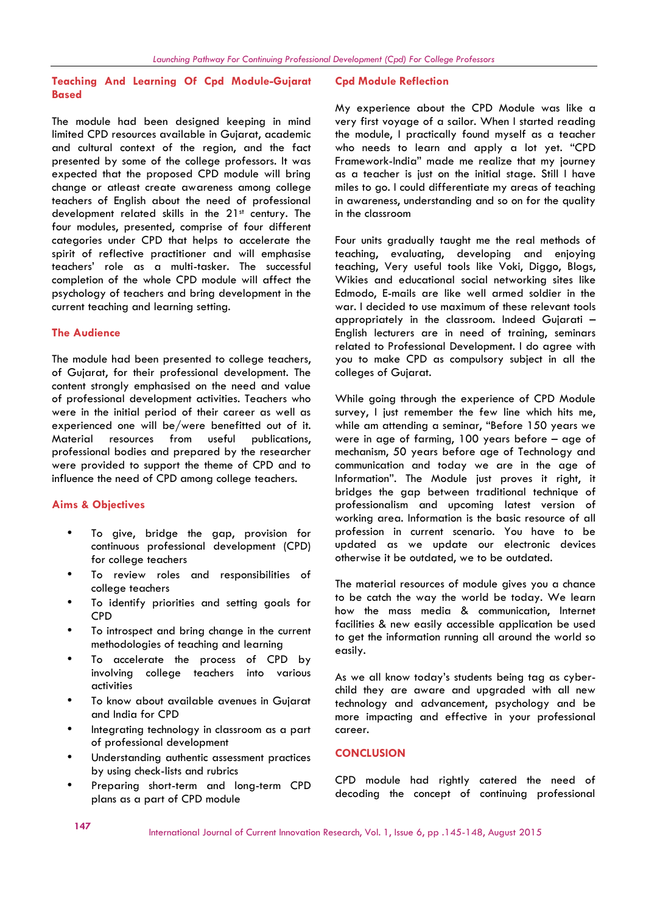## Teaching And Learning Of Cpd Module-Gujarat Based

The module had been designed keeping in mind limited CPD resources available in Gujarat, academic and cultural context of the region, and the fact presented by some of the college professors. It was expected that the proposed CPD module will bring change or atleast create awareness among college teachers of English about the need of professional development related skills in the 21st century. The four modules, presented, comprise of four different categories under CPD that helps to accelerate the spirit of reflective practitioner and will emphasise teachers' role as a multi-tasker. The successful completion of the whole CPD module will affect the psychology of teachers and bring development in the current teaching and learning setting.

## The Audience

The module had been presented to college teachers, of Gujarat, for their professional development. The content strongly emphasised on the need and value of professional development activities. Teachers who were in the initial period of their career as well as experienced one will be/were benefitted out of it. Material resources from useful publications, professional bodies and prepared by the researcher were provided to support the theme of CPD and to influence the need of CPD among college teachers.

## Aims & Objectives

- To give, bridge the gap, provision for continuous professional development (CPD) for college teachers
- To review roles and responsibilities of college teachers
- To identify priorities and setting goals for CPD
- To introspect and bring change in the current methodologies of teaching and learning
- To accelerate the process of CPD by involving college teachers into various activities
- To know about available avenues in Gujarat and India for CPD
- Integrating technology in classroom as a part of professional development
- Understanding authentic assessment practices by using check-lists and rubrics
- Preparing short-term and long-term CPD plans as a part of CPD module

## Cpd Module Reflection

My experience about the CPD Module was like a very first voyage of a sailor. When I started reading the module, I practically found myself as a teacher who needs to learn and apply a lot yet. "CPD Framework-India" made me realize that my journey as a teacher is just on the initial stage. Still I have miles to go. I could differentiate my areas of teaching in awareness, understanding and so on for the quality in the classroom

Four units gradually taught me the real methods of teaching, evaluating, developing and enjoying teaching, Very useful tools like Voki, Diggo, Blogs, Wikies and educational social networking sites like Edmodo, E-mails are like well armed soldier in the war. I decided to use maximum of these relevant tools appropriately in the classroom. Indeed Gujarati – English lecturers are in need of training, seminars related to Professional Development. I do agree with you to make CPD as compulsory subject in all the colleges of Gujarat.

While going through the experience of CPD Module survey, I just remember the few line which hits me, while am attending a seminar, "Before 150 years we were in age of farming, 100 years before – age of mechanism, 50 years before age of Technology and communication and today we are in the age of Information". The Module just proves it right, it bridges the gap between traditional technique of professionalism and upcoming latest version of working area. Information is the basic resource of all profession in current scenario. You have to be updated as we update our electronic devices otherwise it be outdated, we to be outdated.

The material resources of module gives you a chance to be catch the way the world be today. We learn how the mass media & communication, Internet facilities & new easily accessible application be used to get the information running all around the world so easily.

As we all know today's students being tag as cyber-child they are aware and upgraded with all new technology and advancement, psychology and be more impacting and effective in your professional career.

## CONCLUSION

CPD module had rightly catered the need of decoding the concept of continuing professional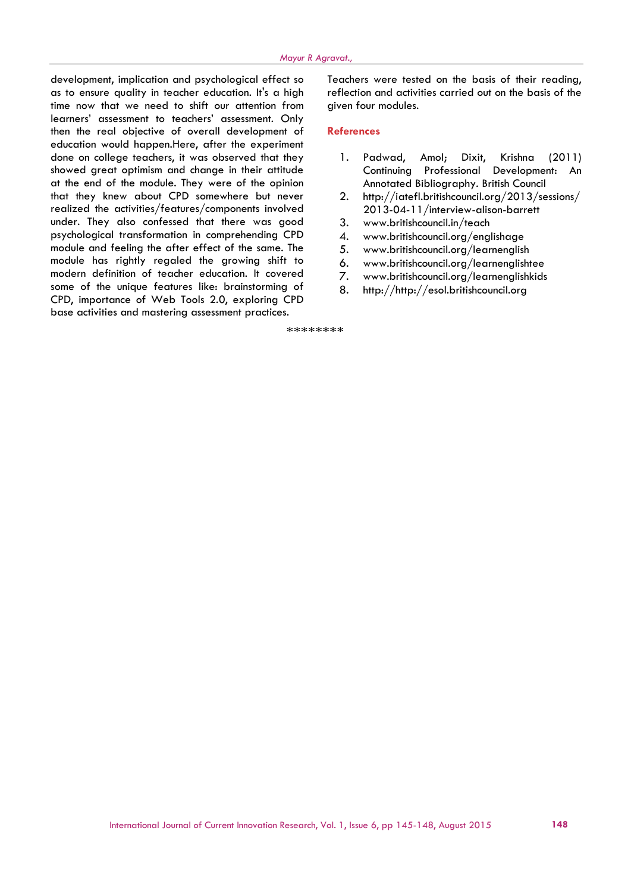development, implication and psychological effect so as to ensure quality in teacher education. It's a high time now that we need to shift our attention from learners' assessment to teachers' assessment. Only then the real objective of overall development of education would happen.Here, after the experiment done on college teachers, it was observed that they showed great optimism and change in their attitude at the end of the module. They were of the opinion that they knew about CPD somewhere but never realized the activities/features/components involved under. They also confessed that there was good psychological transformation in comprehending CPD module and feeling the after effect of the same. The module has rightly regaled the growing shift to modern definition of teacher education. It covered some of the unique features like: brainstorming of CPD, importance of Web Tools 2.0, exploring CPD base activities and mastering assessment practices.

Teachers were tested on the basis of their reading, reflection and activities carried out on the basis of the given four modules.

## References

1. Padwad, Amol; Dixit, Krishna (2011) Continuing Professional Development: An Annotated Bibliography. British Council
2. http://iatefl.britishcouncil.org/2013/sessions/2013-04-11/interview-alison-barrett
3. www.britishcouncil.in/teach
4. www.britishcouncil.org/englishage
5. www.britishcouncil.org/learnenglish
6. www.britishcouncil.org/learnenglishtee
7. www.britishcouncil.org/learnenglishkids
8. http://http://esol.britishcouncil.org

********